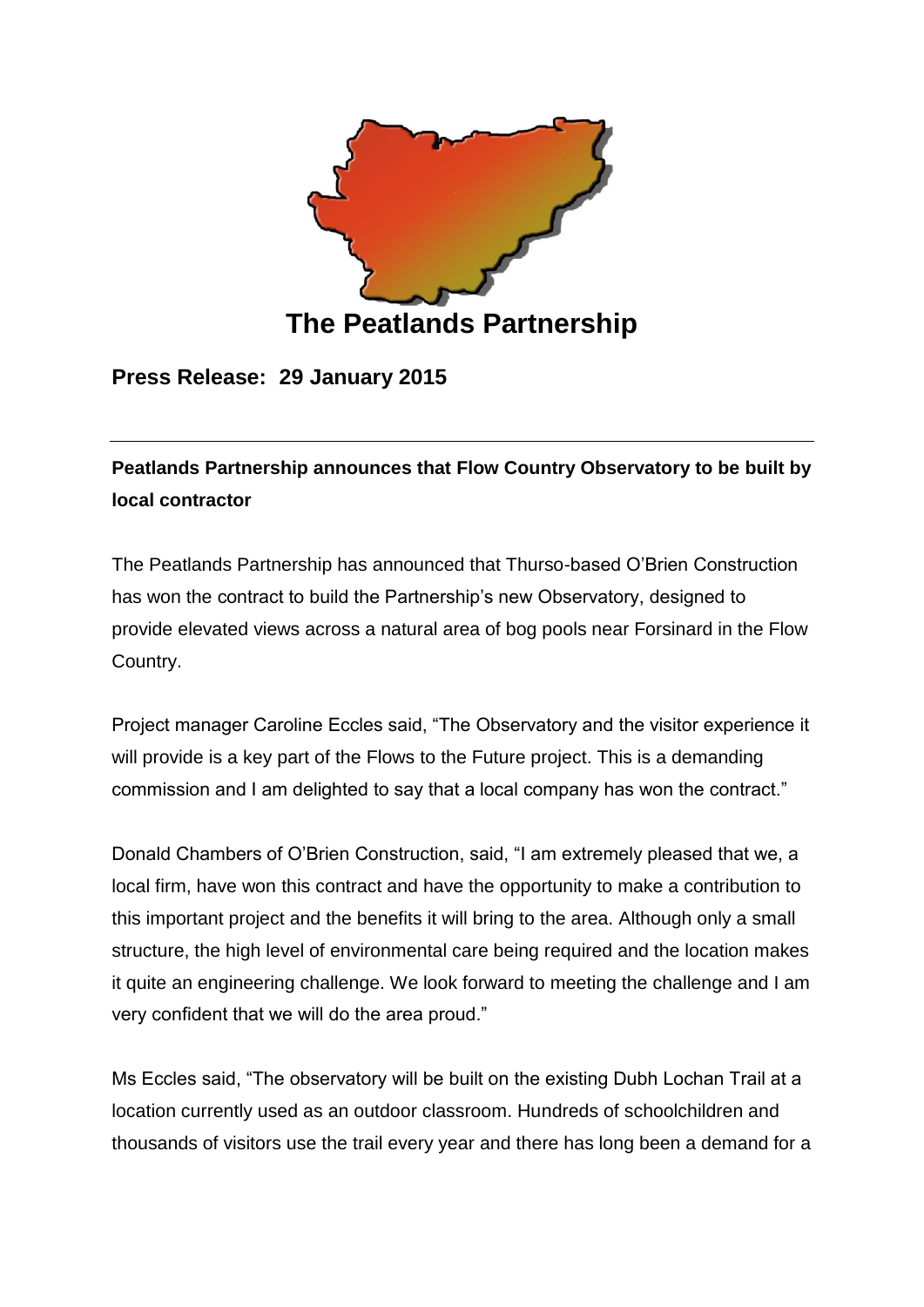# The Peatlands Partnership

## Press Release: 29 January 2015

---

**Peatlands Partnership announces that Flow Country Observatory to be built by local contractor**

The Peatlands Partnership has announced that Thurso-based O'Brien Construction has won the contract to build the Partnership's new Observatory, designed to provide elevated views across a natural area of bog pools near Forsinard in the Flow Country.

Project manager Caroline Eccles said, "The Observatory and the visitor experience it will provide is a key part of the Flows to the Future project. This is a demanding commission and I am delighted to say that a local company has won the contract."

Donald Chambers of O'Brien Construction, said, "I am extremely pleased that we, a local firm, have won this contract and have the opportunity to make a contribution to this important project and the benefits it will bring to the area. Although only a small structure, the high level of environmental care being required and the location makes it quite an engineering challenge. We look forward to meeting the challenge and I am very confident that we will do the area proud."

Ms Eccles said, "The observatory will be built on the existing Dubh Lochan Trail at a location currently used as an outdoor classroom. Hundreds of schoolchildren and thousands of visitors use the trail every year and there has long been a demand for a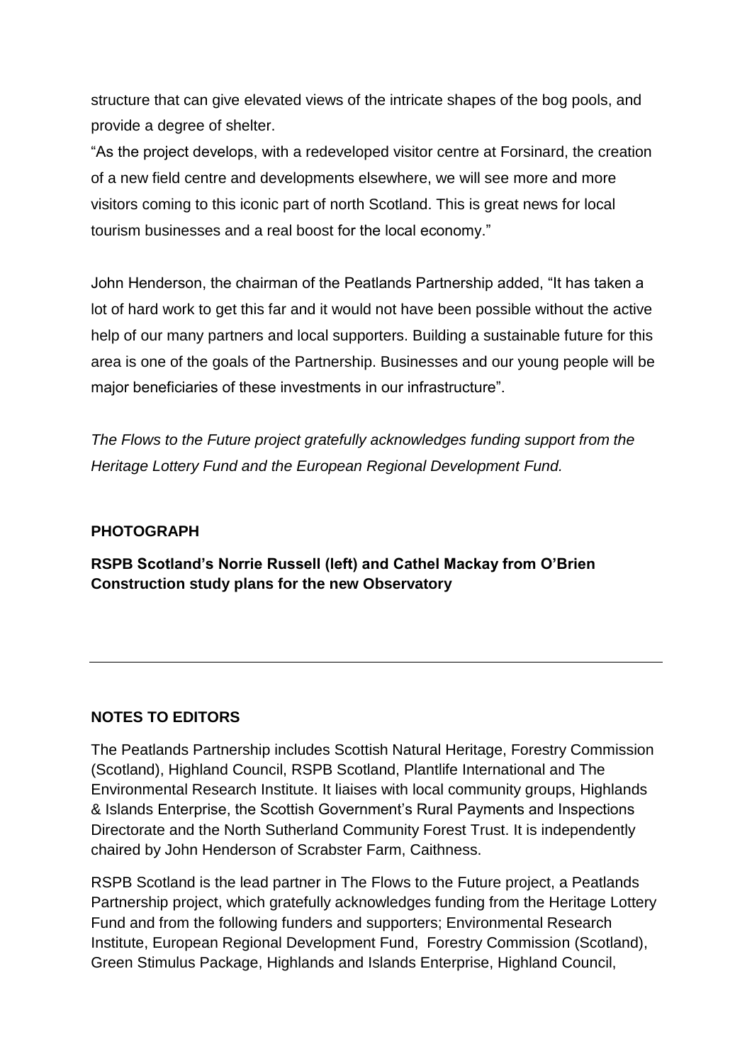structure that can give elevated views of the intricate shapes of the bog pools, and provide a degree of shelter.

"As the project develops, with a redeveloped visitor centre at Forsinard, the creation of a new field centre and developments elsewhere, we will see more and more visitors coming to this iconic part of north Scotland. This is great news for local tourism businesses and a real boost for the local economy."

John Henderson, the chairman of the Peatlands Partnership added, "It has taken a lot of hard work to get this far and it would not have been possible without the active help of our many partners and local supporters. Building a sustainable future for this area is one of the goals of the Partnership. Businesses and our young people will be major beneficiaries of these investments in our infrastructure".

*The Flows to the Future project gratefully acknowledges funding support from the Heritage Lottery Fund and the European Regional Development Fund.*

**PHOTOGRAPH**

**RSPB Scotland's Norrie Russell (left) and Cathel Mackay from O'Brien Construction study plans for the new Observatory**

---

**NOTES TO EDITORS**

The Peatlands Partnership includes Scottish Natural Heritage, Forestry Commission (Scotland), Highland Council, RSPB Scotland, Plantlife International and The Environmental Research Institute. It liaises with local community groups, Highlands & Islands Enterprise, the Scottish Government's Rural Payments and Inspections Directorate and the North Sutherland Community Forest Trust. It is independently chaired by John Henderson of Scrabster Farm, Caithness.

RSPB Scotland is the lead partner in The Flows to the Future project, a Peatlands Partnership project, which gratefully acknowledges funding from the Heritage Lottery Fund and from the following funders and supporters; Environmental Research Institute, European Regional Development Fund, Forestry Commission (Scotland), Green Stimulus Package, Highlands and Islands Enterprise, Highland Council,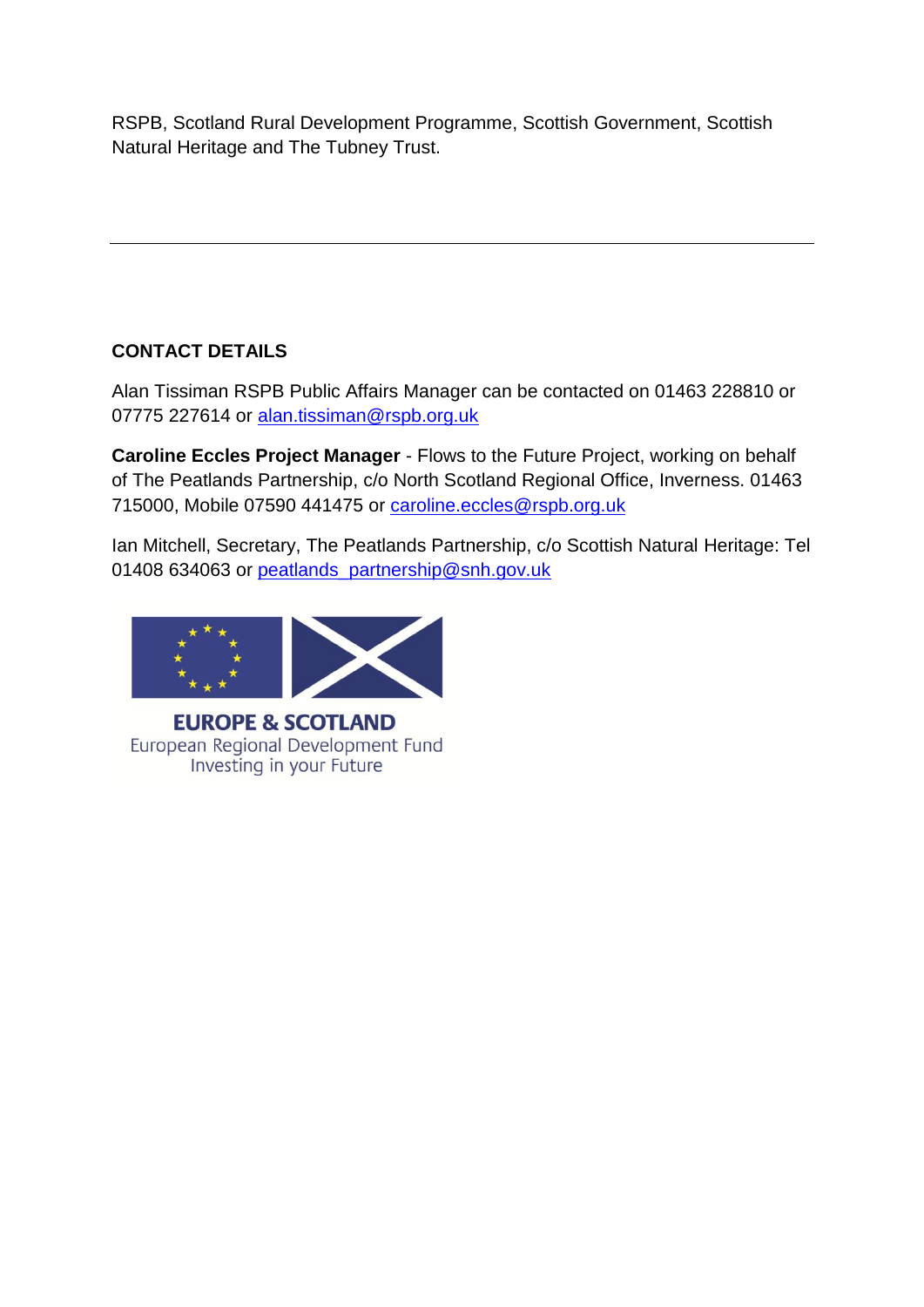RSPB, Scotland Rural Development Programme, Scottish Government, Scottish Natural Heritage and The Tubney Trust.

---

**CONTACT DETAILS**

Alan Tissiman RSPB Public Affairs Manager can be contacted on 01463 228810 or 07775 227614 or alan.tissiman@rspb.org.uk

**Caroline Eccles Project Manager** - Flows to the Future Project, working on behalf of The Peatlands Partnership, c/o North Scotland Regional Office, Inverness. 01463 715000, Mobile 07590 441475 or caroline.eccles@rspb.org.uk

Ian Mitchell, Secretary, The Peatlands Partnership, c/o Scottish Natural Heritage: Tel 01408 634063 or peatlands_partnership@snh.gov.uk

EUROPE & SCOTLAND
European Regional Development Fund
Investing in your Future